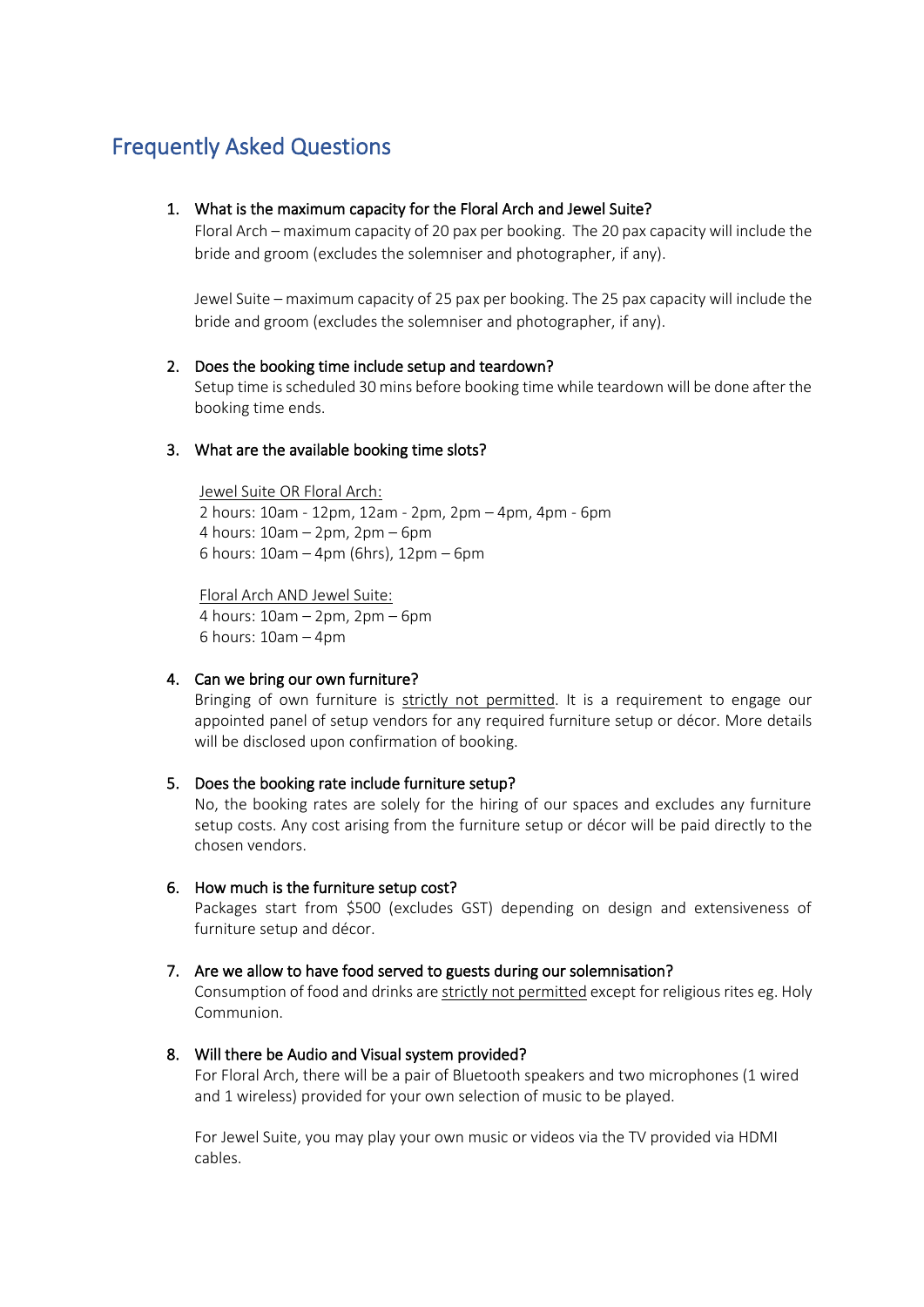## Frequently Asked Questions

1. **What is the maximum capacity for the Floral Arch and Jewel Suite?**

   Floral Arch – maximum capacity of 20 pax per booking. The 20 pax capacity will include the bride and groom (excludes the solemniser and photographer, if any).

   Jewel Suite – maximum capacity of 25 pax per booking. The 25 pax capacity will include the bride and groom (excludes the solemniser and photographer, if any).

2. **Does the booking time include setup and teardown?**

   Setup time is scheduled 30 mins before booking time while teardown will be done after the booking time ends.

3. **What are the available booking time slots?**

   Jewel Suite OR Floral Arch:
   2 hours: 10am - 12pm, 12am - 2pm, 2pm – 4pm, 4pm - 6pm
   4 hours: 10am – 2pm, 2pm – 6pm
   6 hours: 10am – 4pm (6hrs), 12pm – 6pm

   Floral Arch AND Jewel Suite:
   4 hours: 10am – 2pm, 2pm – 6pm
   6 hours: 10am – 4pm

4. **Can we bring our own furniture?**

   Bringing of own furniture is strictly not permitted. It is a requirement to engage our appointed panel of setup vendors for any required furniture setup or décor. More details will be disclosed upon confirmation of booking.

5. **Does the booking rate include furniture setup?**

   No, the booking rates are solely for the hiring of our spaces and excludes any furniture setup costs. Any cost arising from the furniture setup or décor will be paid directly to the chosen vendors.

6. **How much is the furniture setup cost?**

   Packages start from $500 (excludes GST) depending on design and extensiveness of furniture setup and décor.

7. **Are we allow to have food served to guests during our solemnisation?**

   Consumption of food and drinks are strictly not permitted except for religious rites eg. Holy Communion.

8. **Will there be Audio and Visual system provided?**

   For Floral Arch, there will be a pair of Bluetooth speakers and two microphones (1 wired and 1 wireless) provided for your own selection of music to be played.

   For Jewel Suite, you may play your own music or videos via the TV provided via HDMI cables.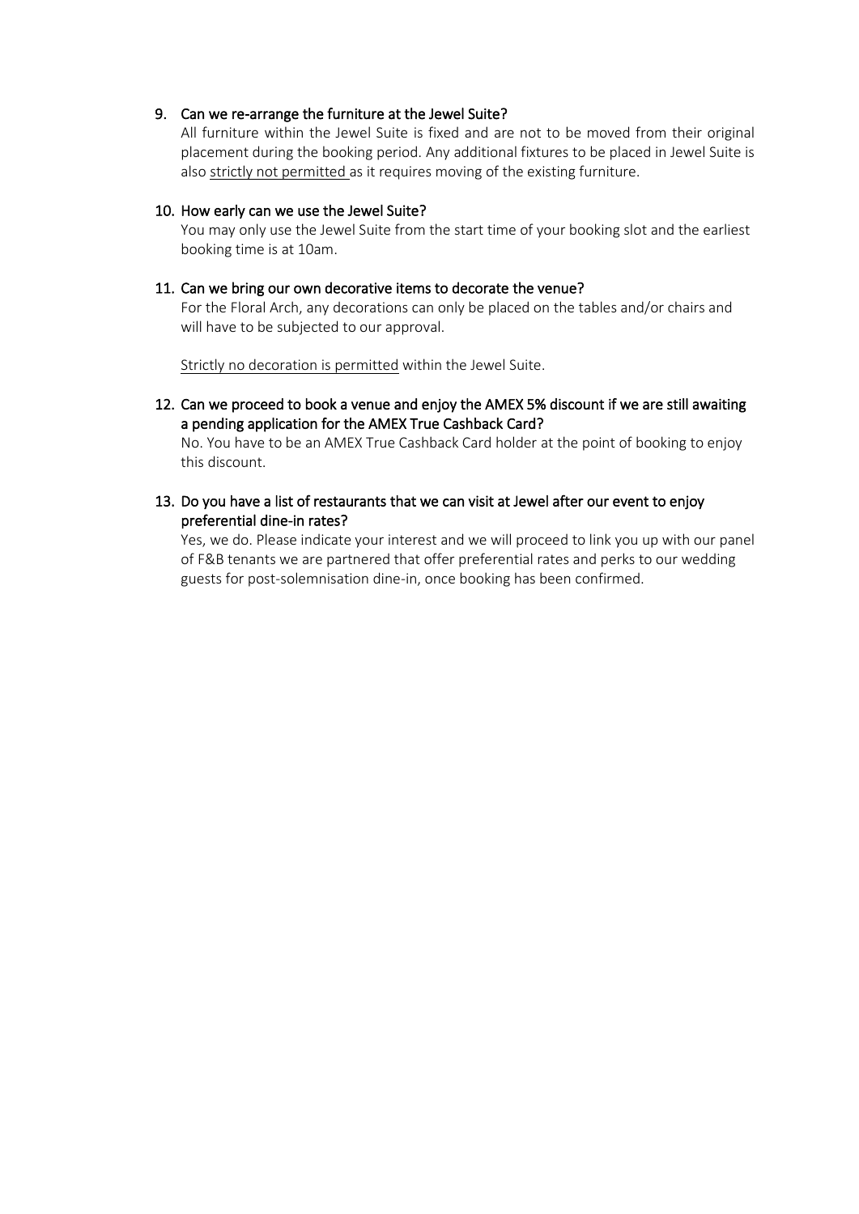9. Can we re-arrange the furniture at the Jewel Suite?

   All furniture within the Jewel Suite is fixed and are not to be moved from their original placement during the booking period. Any additional fixtures to be placed in Jewel Suite is also <u>strictly not permitted</u> as it requires moving of the existing furniture.

10. How early can we use the Jewel Suite?

    You may only use the Jewel Suite from the start time of your booking slot and the earliest booking time is at 10am.

11. Can we bring our own decorative items to decorate the venue?

    For the Floral Arch, any decorations can only be placed on the tables and/or chairs and will have to be subjected to our approval.

    <u>Strictly no decoration is permitted</u> within the Jewel Suite.

12. Can we proceed to book a venue and enjoy the AMEX 5% discount if we are still awaiting a pending application for the AMEX True Cashback Card?

    No. You have to be an AMEX True Cashback Card holder at the point of booking to enjoy this discount.

13. Do you have a list of restaurants that we can visit at Jewel after our event to enjoy preferential dine-in rates?

    Yes, we do. Please indicate your interest and we will proceed to link you up with our panel of F&B tenants we are partnered that offer preferential rates and perks to our wedding guests for post-solemnisation dine-in, once booking has been confirmed.